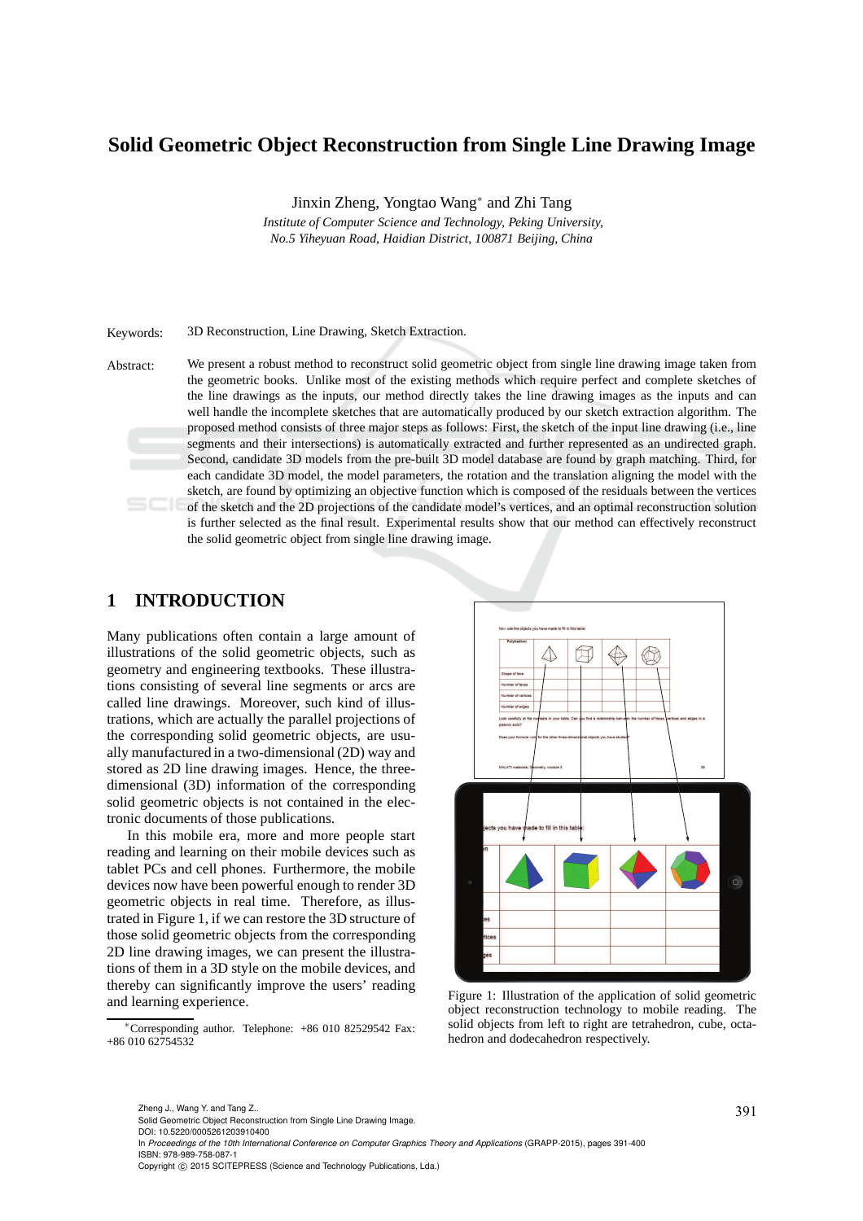# Solid Geometric Object Reconstruction from Single Line Drawing Image

Jinxin Zheng, Yongtao Wang* and Zhi Tang

*Institute of Computer Science and Technology, Peking University,*
*No.5 Yiheyuan Road, Haidian District, 100871 Beijing, China*

Keywords: 3D Reconstruction, Line Drawing, Sketch Extraction.

Abstract: We present a robust method to reconstruct solid geometric object from single line drawing image taken from the geometric books. Unlike most of the existing methods which require perfect and complete sketches of the line drawings as the inputs, our method directly takes the line drawing images as the inputs and can well handle the incomplete sketches that are automatically produced by our sketch extraction algorithm. The proposed method consists of three major steps as follows: First, the sketch of the input line drawing (i.e., line segments and their intersections) is automatically extracted and further represented as an undirected graph. Second, candidate 3D models from the pre-built 3D model database are found by graph matching. Third, for each candidate 3D model, the model parameters, the rotation and the translation aligning the model with the sketch, are found by optimizing an objective function which is composed of the residuals between the vertices of the sketch and the 2D projections of the candidate model's vertices, and an optimal reconstruction solution is further selected as the final result. Experimental results show that our method can effectively reconstruct the solid geometric object from single line drawing image.

## 1 INTRODUCTION

Many publications often contain a large amount of illustrations of the solid geometric objects, such as geometry and engineering textbooks. These illustrations consisting of several line segments or arcs are called line drawings. Moreover, such kind of illustrations, which are actually the parallel projections of the corresponding solid geometric objects, are usually manufactured in a two-dimensional (2D) way and stored as 2D line drawing images. Hence, the three-dimensional (3D) information of the corresponding solid geometric objects is not contained in the electronic documents of those publications.

In this mobile era, more and more people start reading and learning on their mobile devices such as tablet PCs and cell phones. Furthermore, the mobile devices now have been powerful enough to render 3D geometric objects in real time. Therefore, as illustrated in Figure 1, if we can restore the 3D structure of those solid geometric objects from the corresponding 2D line drawing images, we can present the illustrations of them in a 3D style on the mobile devices, and thereby can significantly improve the users' reading and learning experience.

Figure 1: Illustration of the application of solid geometric object reconstruction technology to mobile reading. The solid objects from left to right are tetrahedron, cube, octahedron and dodecahedron respectively.

*Corresponding author. Telephone: +86 010 82529542 Fax: +86 010 62754532

Zheng J., Wang Y. and Tang Z..
Solid Geometric Object Reconstruction from Single Line Drawing Image.
DOI: 10.5220/0005261203910400
In *Proceedings of the 10th International Conference on Computer Graphics Theory and Applications* (GRAPP-2015), pages 391-400
ISBN: 978-989-758-087-1
Copyright © 2015 SCITEPRESS (Science and Technology Publications, Lda.)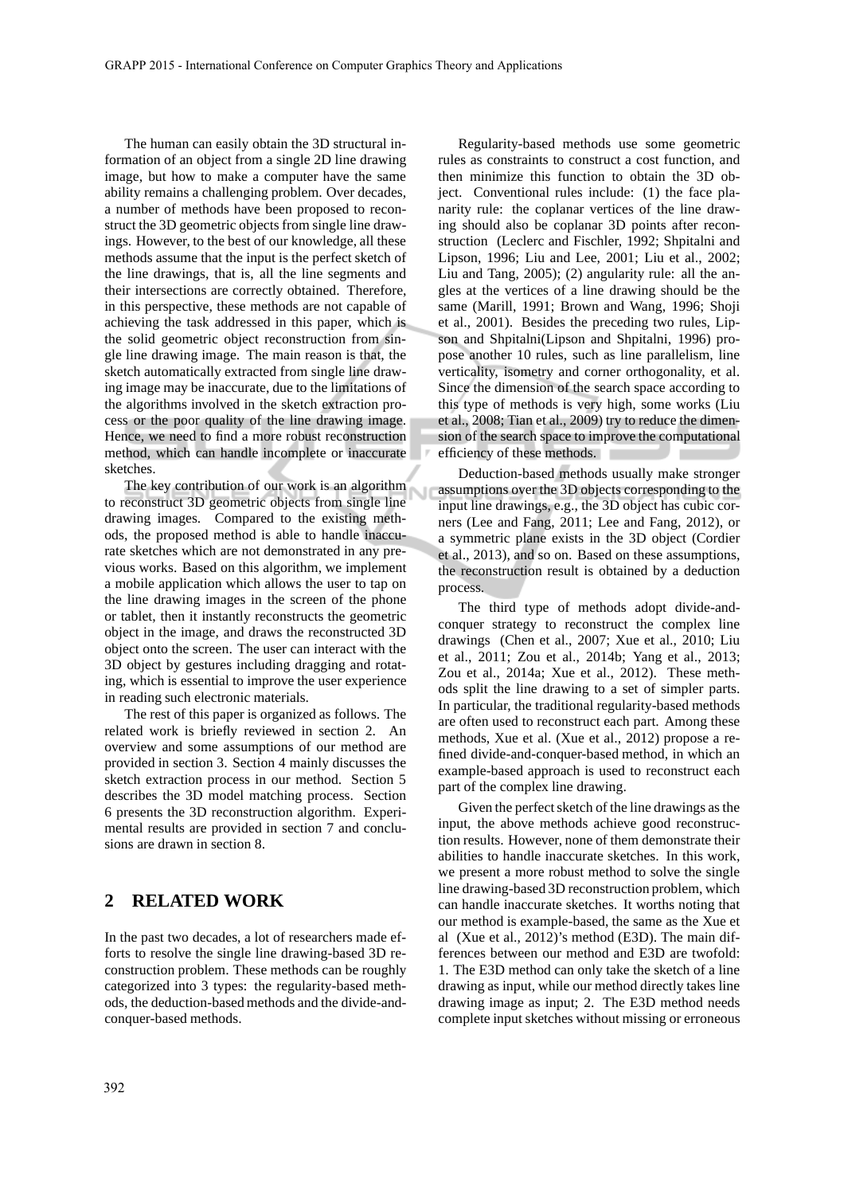The human can easily obtain the 3D structural information of an object from a single 2D line drawing image, but how to make a computer have the same ability remains a challenging problem. Over decades, a number of methods have been proposed to reconstruct the 3D geometric objects from single line drawings. However, to the best of our knowledge, all these methods assume that the input is the perfect sketch of the line drawings, that is, all the line segments and their intersections are correctly obtained. Therefore, in this perspective, these methods are not capable of achieving the task addressed in this paper, which is the solid geometric object reconstruction from single line drawing image. The main reason is that, the sketch automatically extracted from single line drawing image may be inaccurate, due to the limitations of the algorithms involved in the sketch extraction process or the poor quality of the line drawing image. Hence, we need to find a more robust reconstruction method, which can handle incomplete or inaccurate sketches.

The key contribution of our work is an algorithm to reconstruct 3D geometric objects from single line drawing images. Compared to the existing methods, the proposed method is able to handle inaccurate sketches which are not demonstrated in any previous works. Based on this algorithm, we implement a mobile application which allows the user to tap on the line drawing images in the screen of the phone or tablet, then it instantly reconstructs the geometric object in the image, and draws the reconstructed 3D object onto the screen. The user can interact with the 3D object by gestures including dragging and rotating, which is essential to improve the user experience in reading such electronic materials.

The rest of this paper is organized as follows. The related work is briefly reviewed in section 2. An overview and some assumptions of our method are provided in section 3. Section 4 mainly discusses the sketch extraction process in our method. Section 5 describes the 3D model matching process. Section 6 presents the 3D reconstruction algorithm. Experimental results are provided in section 7 and conclusions are drawn in section 8.

## 2 RELATED WORK

In the past two decades, a lot of researchers made efforts to resolve the single line drawing-based 3D reconstruction problem. These methods can be roughly categorized into 3 types: the regularity-based methods, the deduction-based methods and the divide-and-conquer-based methods.

Regularity-based methods use some geometric rules as constraints to construct a cost function, and then minimize this function to obtain the 3D object. Conventional rules include: (1) the face planarity rule: the coplanar vertices of the line drawing should also be coplanar 3D points after reconstruction (Leclerc and Fischler, 1992; Shpitalni and Lipson, 1996; Liu and Lee, 2001; Liu et al., 2002; Liu and Tang, 2005); (2) angularity rule: all the angles at the vertices of a line drawing should be the same (Marill, 1991; Brown and Wang, 1996; Shoji et al., 2001). Besides the preceding two rules, Lipson and Shpitalni(Lipson and Shpitalni, 1996) propose another 10 rules, such as line parallelism, line verticality, isometry and corner orthogonality, et al. Since the dimension of the search space according to this type of methods is very high, some works (Liu et al., 2008; Tian et al., 2009) try to reduce the dimension of the search space to improve the computational efficiency of these methods.

Deduction-based methods usually make stronger assumptions over the 3D objects corresponding to the input line drawings, e.g., the 3D object has cubic corners (Lee and Fang, 2011; Lee and Fang, 2012), or a symmetric plane exists in the 3D object (Cordier et al., 2013), and so on. Based on these assumptions, the reconstruction result is obtained by a deduction process.

The third type of methods adopt divide-and-conquer strategy to reconstruct the complex line drawings (Chen et al., 2007; Xue et al., 2010; Liu et al., 2011; Zou et al., 2014b; Yang et al., 2013; Zou et al., 2014a; Xue et al., 2012). These methods split the line drawing to a set of simpler parts. In particular, the traditional regularity-based methods are often used to reconstruct each part. Among these methods, Xue et al. (Xue et al., 2012) propose a refined divide-and-conquer-based method, in which an example-based approach is used to reconstruct each part of the complex line drawing.

Given the perfect sketch of the line drawings as the input, the above methods achieve good reconstruction results. However, none of them demonstrate their abilities to handle inaccurate sketches. In this work, we present a more robust method to solve the single line drawing-based 3D reconstruction problem, which can handle inaccurate sketches. It worths noting that our method is example-based, the same as the Xue et al (Xue et al., 2012)'s method (E3D). The main differences between our method and E3D are twofold: 1. The E3D method can only take the sketch of a line drawing as input, while our method directly takes line drawing image as input; 2. The E3D method needs complete input sketches without missing or erroneous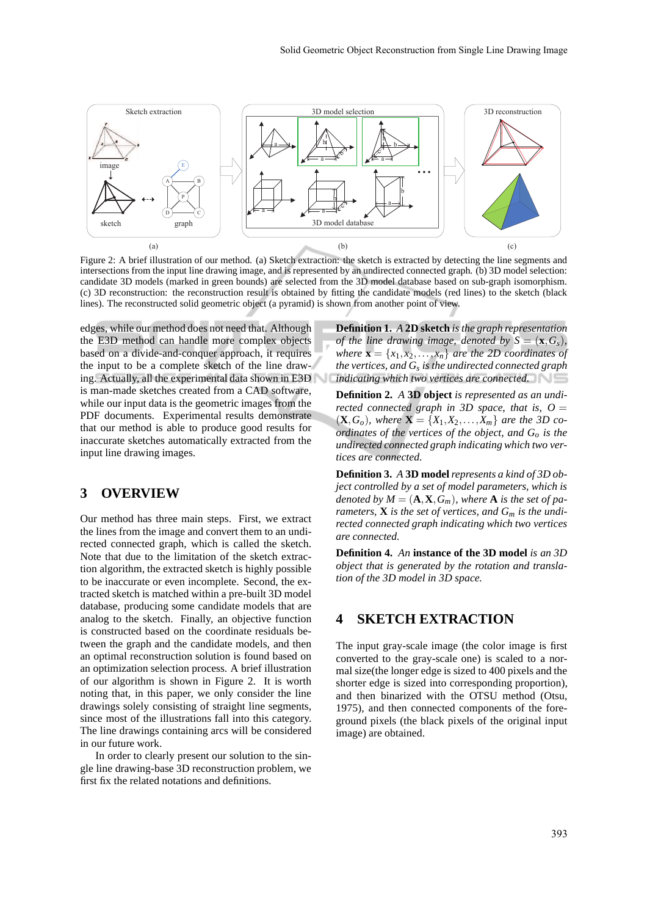Figure 2: A brief illustration of our method. (a) Sketch extraction: the sketch is extracted by detecting the line segments and intersections from the input line drawing image, and is represented by an undirected connected graph. (b) 3D model selection: candidate 3D models (marked in green bounds) are selected from the 3D model database based on sub-graph isomorphism. (c) 3D reconstruction: the reconstruction result is obtained by fitting the candidate models (red lines) to the sketch (black lines). The reconstructed solid geometric object (a pyramid) is shown from another point of view.

edges, while our method does not need that. Although the E3D method can handle more complex objects based on a divide-and-conquer approach, it requires the input to be a complete sketch of the line drawing. Actually, all the experimental data shown in E3D is man-made sketches created from a CAD software, while our input data is the geometric images from the PDF documents. Experimental results demonstrate that our method is able to produce good results for inaccurate sketches automatically extracted from the input line drawing images.

## 3 OVERVIEW

Our method has three main steps. First, we extract the lines from the image and convert them to an undirected connected graph, which is called the sketch. Note that due to the limitation of the sketch extraction algorithm, the extracted sketch is highly possible to be inaccurate or even incomplete. Second, the extracted sketch is matched within a pre-built 3D model database, producing some candidate models that are analog to the sketch. Finally, an objective function is constructed based on the coordinate residuals between the graph and the candidate models, and then an optimal reconstruction solution is found based on an optimization selection process. A brief illustration of our algorithm is shown in Figure 2. It is worth noting that, in this paper, we only consider the line drawings solely consisting of straight line segments, since most of the illustrations fall into this category. The line drawings containing arcs will be considered in our future work.

In order to clearly present our solution to the single line drawing-base 3D reconstruction problem, we first fix the related notations and definitions.

**Definition 1.** *A* **2D sketch** *is the graph representation of the line drawing image, denoted by* $S = (\mathbf{x}, G_s)$*, where* $\mathbf{x} = \{x_1, x_2, \ldots, x_n\}$ *are the 2D coordinates of the vertices, and* $G_s$ *is the undirected connected graph indicating which two vertices are connected.*

**Definition 2.** *A* **3D object** *is represented as an undirected connected graph in 3D space, that is,* $O = (\mathbf{X}, G_o)$*, where* $\mathbf{X} = \{X_1, X_2, \ldots, X_m\}$ *are the 3D coordinates of the vertices of the object, and* $G_o$ *is the undirected connected graph indicating which two vertices are connected.*

**Definition 3.** *A* **3D model** *represents a kind of 3D object controlled by a set of model parameters, which is denoted by* $M = (\mathbf{A}, \mathbf{X}, G_m)$*, where* $\mathbf{A}$ *is the set of parameters,* $\mathbf{X}$ *is the set of vertices, and* $G_m$ *is the undirected connected graph indicating which two vertices are connected.*

**Definition 4.** *An* **instance of the 3D model** *is an 3D object that is generated by the rotation and translation of the 3D model in 3D space.*

## 4 SKETCH EXTRACTION

The input gray-scale image (the color image is first converted to the gray-scale one) is scaled to a normal size(the longer edge is sized to 400 pixels and the shorter edge is sized into corresponding proportion), and then binarized with the OTSU method (Otsu, 1975), and then connected components of the foreground pixels (the black pixels of the original input image) are obtained.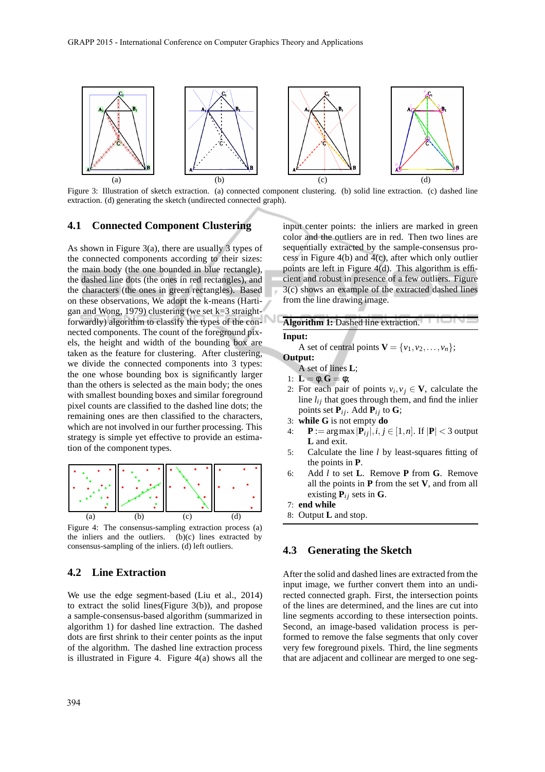Figure 3: Illustration of sketch extraction. (a) connected component clustering. (b) solid line extraction. (c) dashed line extraction. (d) generating the sketch (undirected connected graph).

### 4.1 Connected Component Clustering

As shown in Figure 3(a), there are usually 3 types of the connected components according to their sizes: the main body (the one bounded in blue rectangle), the dashed line dots (the ones in red rectangles), and the characters (the ones in green rectangles). Based on these observations, We adopt the k-means (Hartigan and Wong, 1979) clustering (we set k=3 straightforwardly) algorithm to classify the types of the connected components. The count of the foreground pixels, the height and width of the bounding box are taken as the feature for clustering. After clustering, we divide the connected components into 3 types: the one whose bounding box is significantly larger than the others is selected as the main body; the ones with smallest bounding boxes and similar foreground pixel counts are classified to the dashed line dots; the remaining ones are then classified to the characters, which are not involved in our further processing. This strategy is simple yet effective to provide an estimation of the component types.

Figure 4: The consensus-sampling extraction process (a) the inliers and the outliers. (b)(c) lines extracted by consensus-sampling of the inliers. (d) left outliers.

### 4.2 Line Extraction

We use the edge segment-based (Liu et al., 2014) to extract the solid lines(Figure 3(b)), and propose a sample-consensus-based algorithm (summarized in algorithm 1) for dashed line extraction. The dashed dots are first shrink to their center points as the input of the algorithm. The dashed line extraction process is illustrated in Figure 4. Figure 4(a) shows all the input center points: the inliers are marked in green color and the outliers are in red. Then two lines are sequentially extracted by the sample-consensus process in Figure 4(b) and 4(c), after which only outlier points are left in Figure 4(d). This algorithm is efficient and robust in presence of a few outliers. Figure 3(c) shows an example of the extracted dashed lines from the line drawing image.

**Algorithm 1:** Dashed line extraction.

**Input:**

A set of central points $\mathbf{V} = \{v_1, v_2, \ldots, v_n\}$;

**Output:**

A set of lines $\mathbf{L}$;

1: $\mathbf{L} = \phi, \mathbf{G} = \phi$;
2: For each pair of points $v_i, v_j \in \mathbf{V}$, calculate the line $l_{ij}$ that goes through them, and find the inlier points set $\mathbf{P}_{ij}$. Add $\mathbf{P}_{ij}$ to $\mathbf{G}$;
3: **while G** is not empty **do**
4: $\quad \mathbf{P} := \arg\max |\mathbf{P}_{ij}|, i, j \in [1, n]$. If $|\mathbf{P}| < 3$ output $\mathbf{L}$ and exit.
5: $\quad$ Calculate the line $l$ by least-squares fitting of the points in $\mathbf{P}$.
6: $\quad$ Add $l$ to set $\mathbf{L}$. Remove $\mathbf{P}$ from $\mathbf{G}$. Remove all the points in $\mathbf{P}$ from the set $\mathbf{V}$, and from all existing $\mathbf{P}_{ij}$ sets in $\mathbf{G}$.
7: **end while**
8: Output $\mathbf{L}$ and stop.

### 4.3 Generating the Sketch

After the solid and dashed lines are extracted from the input image, we further convert them into an undirected connected graph. First, the intersection points of the lines are determined, and the lines are cut into line segments according to these intersection points. Second, an image-based validation process is performed to remove the false segments that only cover very few foreground pixels. Third, the line segments that are adjacent and collinear are merged to one seg-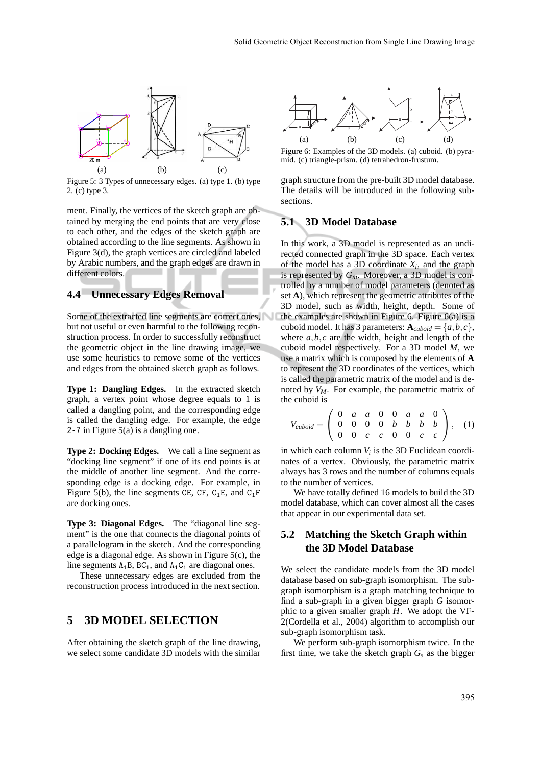Figure 5: 3 Types of unnecessary edges. (a) type 1. (b) type 2. (c) type 3.

ment. Finally, the vertices of the sketch graph are obtained by merging the end points that are very close to each other, and the edges of the sketch graph are obtained according to the line segments. As shown in Figure 3(d), the graph vertices are circled and labeled by Arabic numbers, and the graph edges are drawn in different colors.

### 4.4 Unnecessary Edges Removal

Some of the extracted line segments are correct ones, but not useful or even harmful to the following reconstruction process. In order to successfully reconstruct the geometric object in the line drawing image, we use some heuristics to remove some of the vertices and edges from the obtained sketch graph as follows.

**Type 1: Dangling Edges.** In the extracted sketch graph, a vertex point whose degree equals to 1 is called a dangling point, and the corresponding edge is called the dangling edge. For example, the edge `2-7` in Figure 5(a) is a dangling one.

**Type 2: Docking Edges.** We call a line segment as "docking line segment" if one of its end points is at the middle of another line segment. And the corresponding edge is a docking edge. For example, in Figure 5(b), the line segments CE, CF, $C_1$E, and $C_1$F are docking ones.

**Type 3: Diagonal Edges.** The "diagonal line segment" is the one that connects the diagonal points of a parallelogram in the sketch. And the corresponding edge is a diagonal edge. As shown in Figure 5(c), the line segments $A_1$B, $BC_1$, and $A_1C_1$ are diagonal ones.

These unnecessary edges are excluded from the reconstruction process introduced in the next section.

## 5 3D MODEL SELECTION

After obtaining the sketch graph of the line drawing, we select some candidate 3D models with the similar graph structure from the pre-built 3D model database. The details will be introduced in the following subsections.

Figure 6: Examples of the 3D models. (a) cuboid. (b) pyramid. (c) triangle-prism. (d) tetrahedron-frustum.

### 5.1 3D Model Database

In this work, a 3D model is represented as an undirected connected graph in the 3D space. Each vertex of the model has a 3D coordinate $X_i$, and the graph is represented by $G_m$. Moreover, a 3D model is controlled by a number of model parameters (denoted as set **A**), which represent the geometric attributes of the 3D model, such as width, height, depth. Some of the examples are shown in Figure 6. Figure 6(a) is a cuboid model. It has 3 parameters: $\mathbf{A}_{cuboid} = \{a, b, c\}$, where $a, b, c$ are the width, height and length of the cuboid model respectively. For a 3D model $M$, we use a matrix which is composed by the elements of **A** to represent the 3D coordinates of the vertices, which is called the parametric matrix of the model and is denoted by $V_M$. For example, the parametric matrix of the cuboid is

$$V_{cuboid} = \begin{pmatrix} 0 & a & a & 0 & 0 & a & a & 0 \\ 0 & 0 & 0 & 0 & b & b & b & b \\ 0 & 0 & c & c & 0 & 0 & c & c \end{pmatrix}, \quad (1)$$

in which each column $V_i$ is the 3D Euclidean coordinates of a vertex. Obviously, the parametric matrix always has 3 rows and the number of columns equals to the number of vertices.

We have totally defined 16 models to build the 3D model database, which can cover almost all the cases that appear in our experimental data set.

### 5.2 Matching the Sketch Graph within the 3D Model Database

We select the candidate models from the 3D model database based on sub-graph isomorphism. The sub-graph isomorphism is a graph matching technique to find a sub-graph in a given bigger graph $G$ isomorphic to a given smaller graph $H$. We adopt the VF-2(Cordella et al., 2004) algorithm to accomplish our sub-graph isomorphism task.

We perform sub-graph isomorphism twice. In the first time, we take the sketch graph $G_s$ as the bigger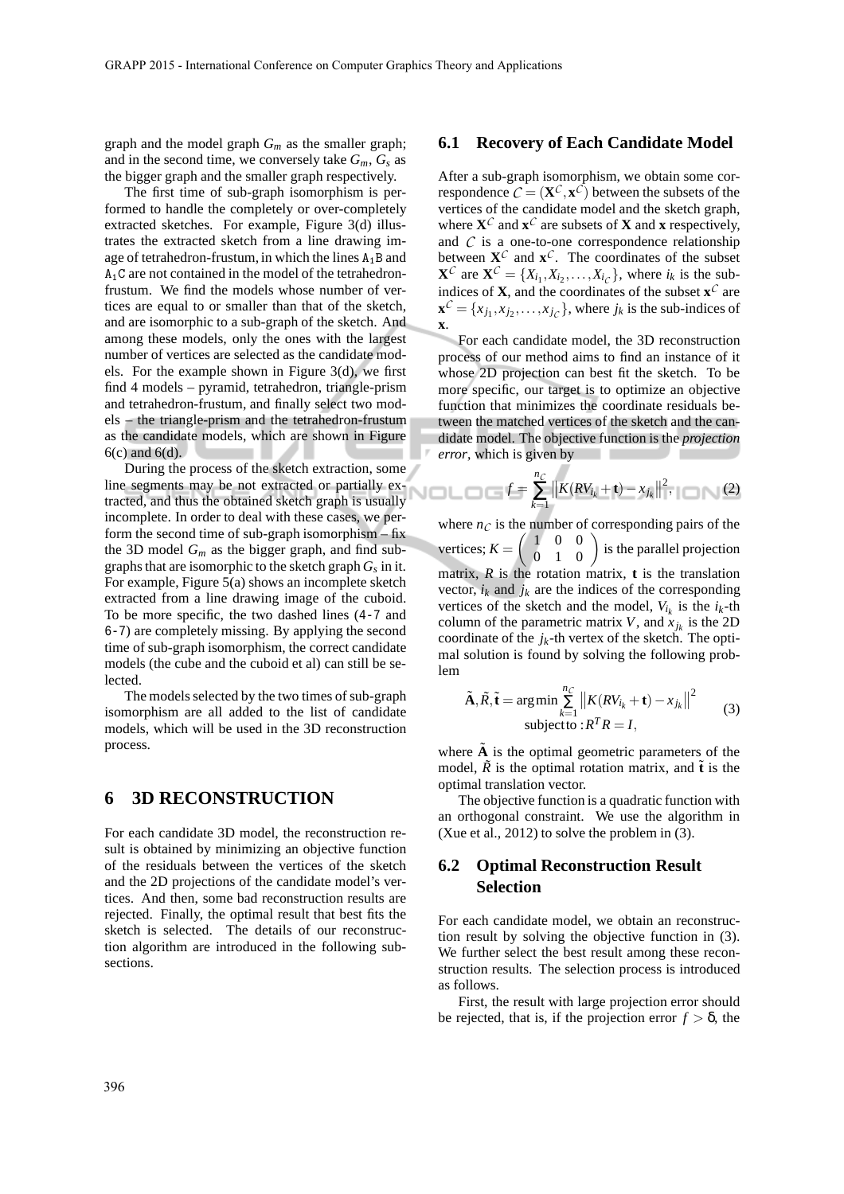graph and the model graph $G_m$ as the smaller graph; and in the second time, we conversely take $G_m$, $G_s$ as the bigger graph and the smaller graph respectively.

The first time of sub-graph isomorphism is performed to handle the completely or over-completely extracted sketches. For example, Figure 3(d) illustrates the extracted sketch from a line drawing image of tetrahedron-frustum, in which the lines $A_1B$ and $A_1C$ are not contained in the model of the tetrahedron-frustum. We find the models whose number of vertices are equal to or smaller than that of the sketch, and are isomorphic to a sub-graph of the sketch. And among these models, only the ones with the largest number of vertices are selected as the candidate models. For the example shown in Figure 3(d), we first find 4 models – pyramid, tetrahedron, triangle-prism and tetrahedron-frustum, and finally select two models – the triangle-prism and the tetrahedron-frustum as the candidate models, which are shown in Figure 6(c) and 6(d).

During the process of the sketch extraction, some line segments may be not extracted or partially extracted, and thus the obtained sketch graph is usually incomplete. In order to deal with these cases, we perform the second time of sub-graph isomorphism – fix the 3D model $G_m$ as the bigger graph, and find subgraphs that are isomorphic to the sketch graph $G_s$ in it. For example, Figure 5(a) shows an incomplete sketch extracted from a line drawing image of the cuboid. To be more specific, the two dashed lines (4-7 and 6-7) are completely missing. By applying the second time of sub-graph isomorphism, the correct candidate models (the cube and the cuboid et al) can still be selected.

The models selected by the two times of sub-graph isomorphism are all added to the list of candidate models, which will be used in the 3D reconstruction process.

# 6 3D RECONSTRUCTION

For each candidate 3D model, the reconstruction result is obtained by minimizing an objective function of the residuals between the vertices of the sketch and the 2D projections of the candidate model's vertices. And then, some bad reconstruction results are rejected. Finally, the optimal result that best fits the sketch is selected. The details of our reconstruction algorithm are introduced in the following subsections.

## 6.1 Recovery of Each Candidate Model

After a sub-graph isomorphism, we obtain some correspondence $\mathcal{C} = (\mathbf{X}^{\mathcal{C}}, \mathbf{x}^{\mathcal{C}})$ between the subsets of the vertices of the candidate model and the sketch graph, where $\mathbf{X}^{\mathcal{C}}$ and $\mathbf{x}^{\mathcal{C}}$ are subsets of $\mathbf{X}$ and $\mathbf{x}$ respectively, and $\mathcal{C}$ is a one-to-one correspondence relationship between $\mathbf{X}^{\mathcal{C}}$ and $\mathbf{x}^{\mathcal{C}}$. The coordinates of the subset $\mathbf{X}^{\mathcal{C}}$ are $\mathbf{X}^{\mathcal{C}} = \{X_{i_1}, X_{i_2}, \ldots, X_{i_{\mathcal{C}}}\}$, where $i_k$ is the sub-indices of $\mathbf{X}$, and the coordinates of the subset $\mathbf{x}^{\mathcal{C}}$ are $\mathbf{x}^{\mathcal{C}} = \{x_{j_1}, x_{j_2}, \ldots, x_{j_{\mathcal{C}}}\}$, where $j_k$ is the sub-indices of $\mathbf{x}$.

For each candidate model, the 3D reconstruction process of our method aims to find an instance of it whose 2D projection can best fit the sketch. To be more specific, our target is to optimize an objective function that minimizes the coordinate residuals between the matched vertices of the sketch and the candidate model. The objective function is the *projection error*, which is given by

$$f = \sum_{k=1}^{n_{\mathcal{C}}} \left\| K(RV_{i_k} + \mathbf{t}) - x_{j_k} \right\|^2, \tag{2}$$

where $n_{\mathcal{C}}$ is the number of corresponding pairs of the vertices; $K = \begin{pmatrix} 1 & 0 & 0 \\ 0 & 1 & 0 \end{pmatrix}$ is the parallel projection matrix, $R$ is the rotation matrix, $\mathbf{t}$ is the translation vector, $i_k$ and $j_k$ are the indices of the corresponding vertices of the sketch and the model, $V_{i_k}$ is the $i_k$-th column of the parametric matrix $V$, and $x_{j_k}$ is the 2D coordinate of the $j_k$-th vertex of the sketch. The optimal solution is found by solving the following problem

$$\tilde{\mathbf{A}}, \tilde{R}, \tilde{\mathbf{t}} = \arg\min \sum_{k=1}^{n_{\mathcal{C}}} \left\| K(RV_{i_k} + \mathbf{t}) - x_{j_k} \right\|^2 \quad \text{subject to} : R^T R = I, \tag{3}$$

where $\tilde{\mathbf{A}}$ is the optimal geometric parameters of the model, $\tilde{R}$ is the optimal rotation matrix, and $\tilde{\mathbf{t}}$ is the optimal translation vector.

The objective function is a quadratic function with an orthogonal constraint. We use the algorithm in (Xue et al., 2012) to solve the problem in (3).

## 6.2 Optimal Reconstruction Result Selection

For each candidate model, we obtain an reconstruction result by solving the objective function in (3). We further select the best result among these reconstruction results. The selection process is introduced as follows.

First, the result with large projection error should be rejected, that is, if the projection error $f > \delta$, the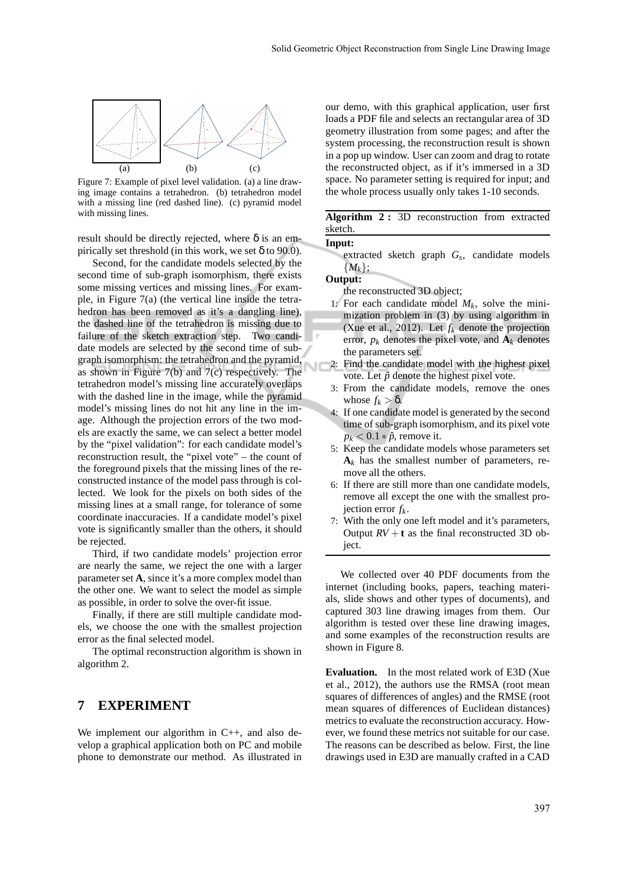Figure 7: Example of pixel level validation. (a) a line drawing image contains a tetrahedron. (b) tetrahedron model with a missing line (red dashed line). (c) pyramid model with missing lines.

result should be directly rejected, where $\delta$ is an empirically set threshold (in this work, we set $\delta$ to 90.0).

Second, for the candidate models selected by the second time of sub-graph isomorphism, there exists some missing vertices and missing lines. For example, in Figure 7(a) (the vertical line inside the tetrahedron has been removed as it's a dangling line), the dashed line of the tetrahedron is missing due to failure of the sketch extraction step. Two candidate models are selected by the second time of sub-graph isomorphism: the tetrahedron and the pyramid, as shown in Figure 7(b) and 7(c) respectively. The tetrahedron model's missing line accurately overlaps with the dashed line in the image, while the pyramid model's missing lines do not hit any line in the image. Although the projection errors of the two models are exactly the same, we can select a better model by the "pixel validation": for each candidate model's reconstruction result, the "pixel vote" – the count of the foreground pixels that the missing lines of the reconstructed instance of the model pass through is collected. We look for the pixels on both sides of the missing lines at a small range, for tolerance of some coordinate inaccuracies. If a candidate model's pixel vote is significantly smaller than the others, it should be rejected.

Third, if two candidate models' projection error are nearly the same, we reject the one with a larger parameter set $\mathbf{A}$, since it's a more complex model than the other one. We want to select the model as simple as possible, in order to solve the over-fit issue.

Finally, if there are still multiple candidate models, we choose the one with the smallest projection error as the final selected model.

The optimal reconstruction algorithm is shown in algorithm 2.

# 7 EXPERIMENT

We implement our algorithm in C++, and also develop a graphical application both on PC and mobile phone to demonstrate our method. As illustrated in our demo, with this graphical application, user first loads a PDF file and selects an rectangular area of 3D geometry illustration from some pages; and after the system processing, the reconstruction result is shown in a pop up window. User can zoom and drag to rotate the reconstructed object, as if it's immersed in a 3D space. No parameter setting is required for input; and the whole process usually only takes 1-10 seconds.

**Algorithm 2 :** 3D reconstruction from extracted sketch.

**Input:**

extracted sketch graph $G_s$, candidate models $\{M_k\}$;

**Output:**

the reconstructed 3D object;

1: For each candidate model $M_k$, solve the minimization problem in (3) by using algorithm in (Xue et al., 2012). Let $f_k$ denote the projection error, $p_k$ denotes the pixel vote, and $\mathbf{A}_k$ denotes the parameters set.
2: Find the candidate model with the highest pixel vote. Let $\hat{p}$ denote the highest pixel vote.
3: From the candidate models, remove the ones whose $f_k > \delta$.
4: If one candidate model is generated by the second time of sub-graph isomorphism, and its pixel vote $p_k < 0.1 * \hat{p}$, remove it.
5: Keep the candidate models whose parameters set $\mathbf{A}_k$ has the smallest number of parameters, remove all the others.
6: If there are still more than one candidate models, remove all except the one with the smallest projection error $f_k$.
7: With the only one left model and it's parameters, Output $RV + \mathbf{t}$ as the final reconstructed 3D object.

We collected over 40 PDF documents from the internet (including books, papers, teaching materials, slide shows and other types of documents), and captured 303 line drawing images from them. Our algorithm is tested over these line drawing images, and some examples of the reconstruction results are shown in Figure 8.

**Evaluation.** In the most related work of E3D (Xue et al., 2012), the authors use the RMSA (root mean squares of differences of angles) and the RMSE (root mean squares of differences of Euclidean distances) metrics to evaluate the reconstruction accuracy. However, we found these metrics not suitable for our case. The reasons can be described as below. First, the line drawings used in E3D are manually crafted in a CAD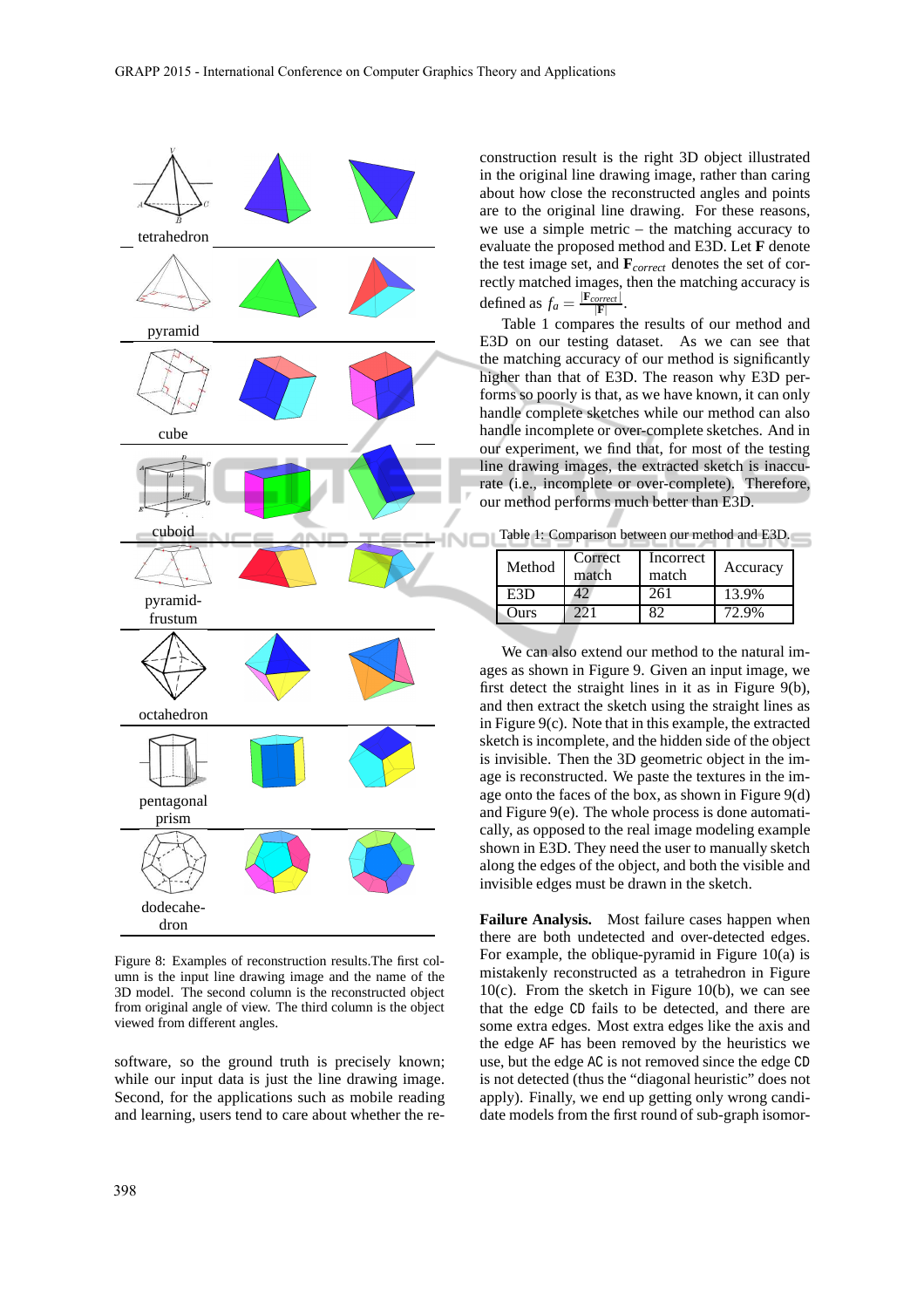tetrahedron

pyramid

cube

cuboid

pyramid-frustum

octahedron

pentagonal prism

dodecahedron

Figure 8: Examples of reconstruction results.The first column is the input line drawing image and the name of the 3D model. The second column is the reconstructed object from original angle of view. The third column is the object viewed from different angles.

software, so the ground truth is precisely known; while our input data is just the line drawing image. Second, for the applications such as mobile reading and learning, users tend to care about whether the reconstruction result is the right 3D object illustrated in the original line drawing image, rather than caring about how close the reconstructed angles and points are to the original line drawing. For these reasons, we use a simple metric – the matching accuracy to evaluate the proposed method and E3D. Let **F** denote the test image set, and $\mathbf{F}_{correct}$ denotes the set of correctly matched images, then the matching accuracy is defined as $f_a = \frac{|\mathbf{F}_{correct}|}{|\mathbf{F}|}$.

Table 1 compares the results of our method and E3D on our testing dataset. As we can see that the matching accuracy of our method is significantly higher than that of E3D. The reason why E3D performs so poorly is that, as we have known, it can only handle complete sketches while our method can also handle incomplete or over-complete sketches. And in our experiment, we find that, for most of the testing line drawing images, the extracted sketch is inaccurate (i.e., incomplete or over-complete). Therefore, our method performs much better than E3D.

Table 1: Comparison between our method and E3D.

| Method | Correct match | Incorrect match | Accuracy |
|---|---|---|---|
| E3D | 42 | 261 | 13.9% |
| Ours | 221 | 82 | 72.9% |

We can also extend our method to the natural images as shown in Figure 9. Given an input image, we first detect the straight lines in it as in Figure 9(b), and then extract the sketch using the straight lines as in Figure 9(c). Note that in this example, the extracted sketch is incomplete, and the hidden side of the object is invisible. Then the 3D geometric object in the image is reconstructed. We paste the textures in the image onto the faces of the box, as shown in Figure 9(d) and Figure 9(e). The whole process is done automatically, as opposed to the real image modeling example shown in E3D. They need the user to manually sketch along the edges of the object, and both the visible and invisible edges must be drawn in the sketch.

**Failure Analysis.** Most failure cases happen when there are both undetected and over-detected edges. For example, the oblique-pyramid in Figure 10(a) is mistakenly reconstructed as a tetrahedron in Figure 10(c). From the sketch in Figure 10(b), we can see that the edge CD fails to be detected, and there are some extra edges. Most extra edges like the axis and the edge AF has been removed by the heuristics we use, but the edge AC is not removed since the edge CD is not detected (thus the "diagonal heuristic" does not apply). Finally, we end up getting only wrong candidate models from the first round of sub-graph isomor-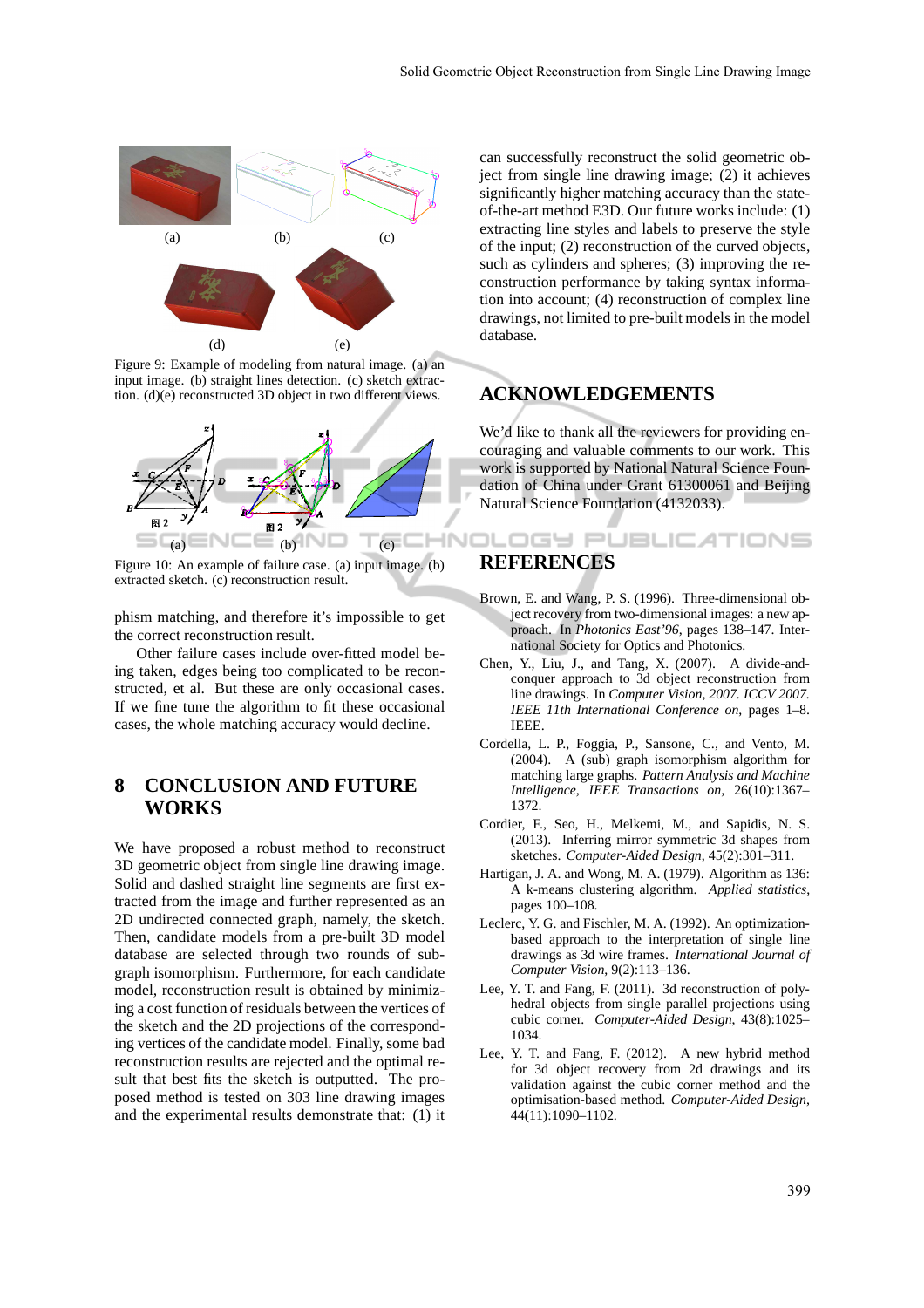Figure 9: Example of modeling from natural image. (a) an input image. (b) straight lines detection. (c) sketch extraction. (d)(e) reconstructed 3D object in two different views.

Figure 10: An example of failure case. (a) input image. (b) extracted sketch. (c) reconstruction result.

phism matching, and therefore it's impossible to get the correct reconstruction result.

Other failure cases include over-fitted model being taken, edges being too complicated to be reconstructed, et al. But these are only occasional cases. If we fine tune the algorithm to fit these occasional cases, the whole matching accuracy would decline.

# 8 CONCLUSION AND FUTURE WORKS

We have proposed a robust method to reconstruct 3D geometric object from single line drawing image. Solid and dashed straight line segments are first extracted from the image and further represented as an 2D undirected connected graph, namely, the sketch. Then, candidate models from a pre-built 3D model database are selected through two rounds of subgraph isomorphism. Furthermore, for each candidate model, reconstruction result is obtained by minimizing a cost function of residuals between the vertices of the sketch and the 2D projections of the corresponding vertices of the candidate model. Finally, some bad reconstruction results are rejected and the optimal result that best fits the sketch is outputted. The proposed method is tested on 303 line drawing images and the experimental results demonstrate that: (1) it can successfully reconstruct the solid geometric object from single line drawing image; (2) it achieves significantly higher matching accuracy than the state-of-the-art method E3D. Our future works include: (1) extracting line styles and labels to preserve the style of the input; (2) reconstruction of the curved objects, such as cylinders and spheres; (3) improving the reconstruction performance by taking syntax information into account; (4) reconstruction of complex line drawings, not limited to pre-built models in the model database.

# ACKNOWLEDGEMENTS

We'd like to thank all the reviewers for providing encouraging and valuable comments to our work. This work is supported by National Natural Science Foundation of China under Grant 61300061 and Beijing Natural Science Foundation (4132033).

# REFERENCES

Brown, E. and Wang, P. S. (1996). Three-dimensional object recovery from two-dimensional images: a new approach. In *Photonics East'96*, pages 138–147. International Society for Optics and Photonics.

Chen, Y., Liu, J., and Tang, X. (2007). A divide-and-conquer approach to 3d object reconstruction from line drawings. In *Computer Vision, 2007. ICCV 2007. IEEE 11th International Conference on*, pages 1–8. IEEE.

Cordella, L. P., Foggia, P., Sansone, C., and Vento, M. (2004). A (sub) graph isomorphism algorithm for matching large graphs. *Pattern Analysis and Machine Intelligence, IEEE Transactions on*, 26(10):1367–1372.

Cordier, F., Seo, H., Melkemi, M., and Sapidis, N. S. (2013). Inferring mirror symmetric 3d shapes from sketches. *Computer-Aided Design*, 45(2):301–311.

Hartigan, J. A. and Wong, M. A. (1979). Algorithm as 136: A k-means clustering algorithm. *Applied statistics*, pages 100–108.

Leclerc, Y. G. and Fischler, M. A. (1992). An optimization-based approach to the interpretation of single line drawings as 3d wire frames. *International Journal of Computer Vision*, 9(2):113–136.

Lee, Y. T. and Fang, F. (2011). 3d reconstruction of polyhedral objects from single parallel projections using cubic corner. *Computer-Aided Design*, 43(8):1025–1034.

Lee, Y. T. and Fang, F. (2012). A new hybrid method for 3d object recovery from 2d drawings and its validation against the cubic corner method and the optimisation-based method. *Computer-Aided Design*, 44(11):1090–1102.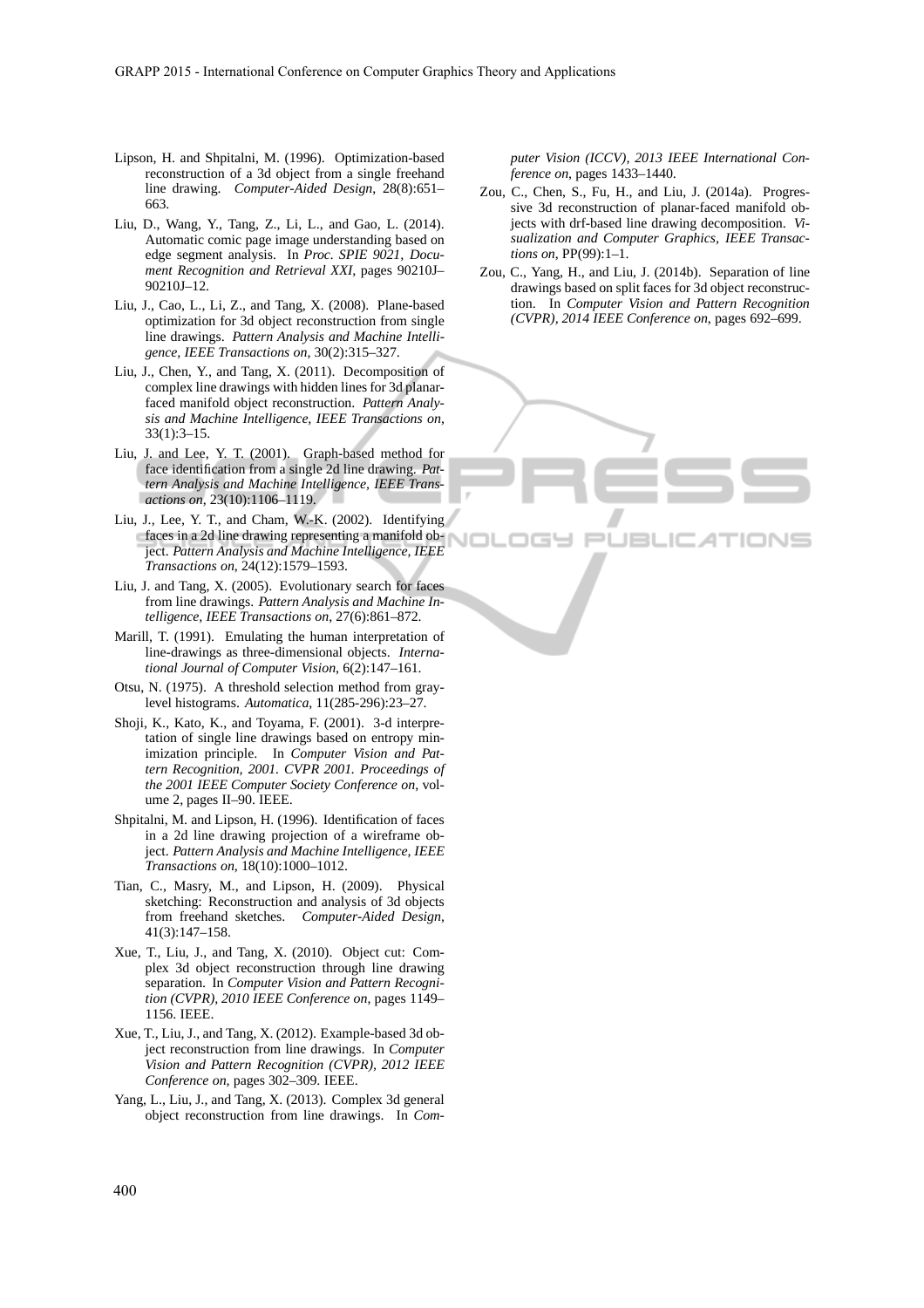Lipson, H. and Shpitalni, M. (1996). Optimization-based reconstruction of a 3d object from a single freehand line drawing. *Computer-Aided Design*, 28(8):651–663.

Liu, D., Wang, Y., Tang, Z., Li, L., and Gao, L. (2014). Automatic comic page image understanding based on edge segment analysis. In *Proc. SPIE 9021, Document Recognition and Retrieval XXI*, pages 90210J–90210J–12.

Liu, J., Cao, L., Li, Z., and Tang, X. (2008). Plane-based optimization for 3d object reconstruction from single line drawings. *Pattern Analysis and Machine Intelligence, IEEE Transactions on*, 30(2):315–327.

Liu, J., Chen, Y., and Tang, X. (2011). Decomposition of complex line drawings with hidden lines for 3d planar-faced manifold object reconstruction. *Pattern Analysis and Machine Intelligence, IEEE Transactions on*, 33(1):3–15.

Liu, J. and Lee, Y. T. (2001). Graph-based method for face identification from a single 2d line drawing. *Pattern Analysis and Machine Intelligence, IEEE Transactions on*, 23(10):1106–1119.

Liu, J., Lee, Y. T., and Cham, W.-K. (2002). Identifying faces in a 2d line drawing representing a manifold object. *Pattern Analysis and Machine Intelligence, IEEE Transactions on*, 24(12):1579–1593.

Liu, J. and Tang, X. (2005). Evolutionary search for faces from line drawings. *Pattern Analysis and Machine Intelligence, IEEE Transactions on*, 27(6):861–872.

Marill, T. (1991). Emulating the human interpretation of line-drawings as three-dimensional objects. *International Journal of Computer Vision*, 6(2):147–161.

Otsu, N. (1975). A threshold selection method from gray-level histograms. *Automatica*, 11(285-296):23–27.

Shoji, K., Kato, K., and Toyama, F. (2001). 3-d interpretation of single line drawings based on entropy minimization principle. In *Computer Vision and Pattern Recognition, 2001. CVPR 2001. Proceedings of the 2001 IEEE Computer Society Conference on*, volume 2, pages II–90. IEEE.

Shpitalni, M. and Lipson, H. (1996). Identification of faces in a 2d line drawing projection of a wireframe object. *Pattern Analysis and Machine Intelligence, IEEE Transactions on*, 18(10):1000–1012.

Tian, C., Masry, M., and Lipson, H. (2009). Physical sketching: Reconstruction and analysis of 3d objects from freehand sketches. *Computer-Aided Design*, 41(3):147–158.

Xue, T., Liu, J., and Tang, X. (2010). Object cut: Complex 3d object reconstruction through line drawing separation. In *Computer Vision and Pattern Recognition (CVPR), 2010 IEEE Conference on*, pages 1149–1156. IEEE.

Xue, T., Liu, J., and Tang, X. (2012). Example-based 3d object reconstruction from line drawings. In *Computer Vision and Pattern Recognition (CVPR), 2012 IEEE Conference on*, pages 302–309. IEEE.

Yang, L., Liu, J., and Tang, X. (2013). Complex 3d general object reconstruction from line drawings. In *Computer Vision (ICCV), 2013 IEEE International Conference on*, pages 1433–1440.

Zou, C., Chen, S., Fu, H., and Liu, J. (2014a). Progressive 3d reconstruction of planar-faced manifold objects with drf-based line drawing decomposition. *Visualization and Computer Graphics, IEEE Transactions on*, PP(99):1–1.

Zou, C., Yang, H., and Liu, J. (2014b). Separation of line drawings based on split faces for 3d object reconstruction. In *Computer Vision and Pattern Recognition (CVPR), 2014 IEEE Conference on*, pages 692–699.